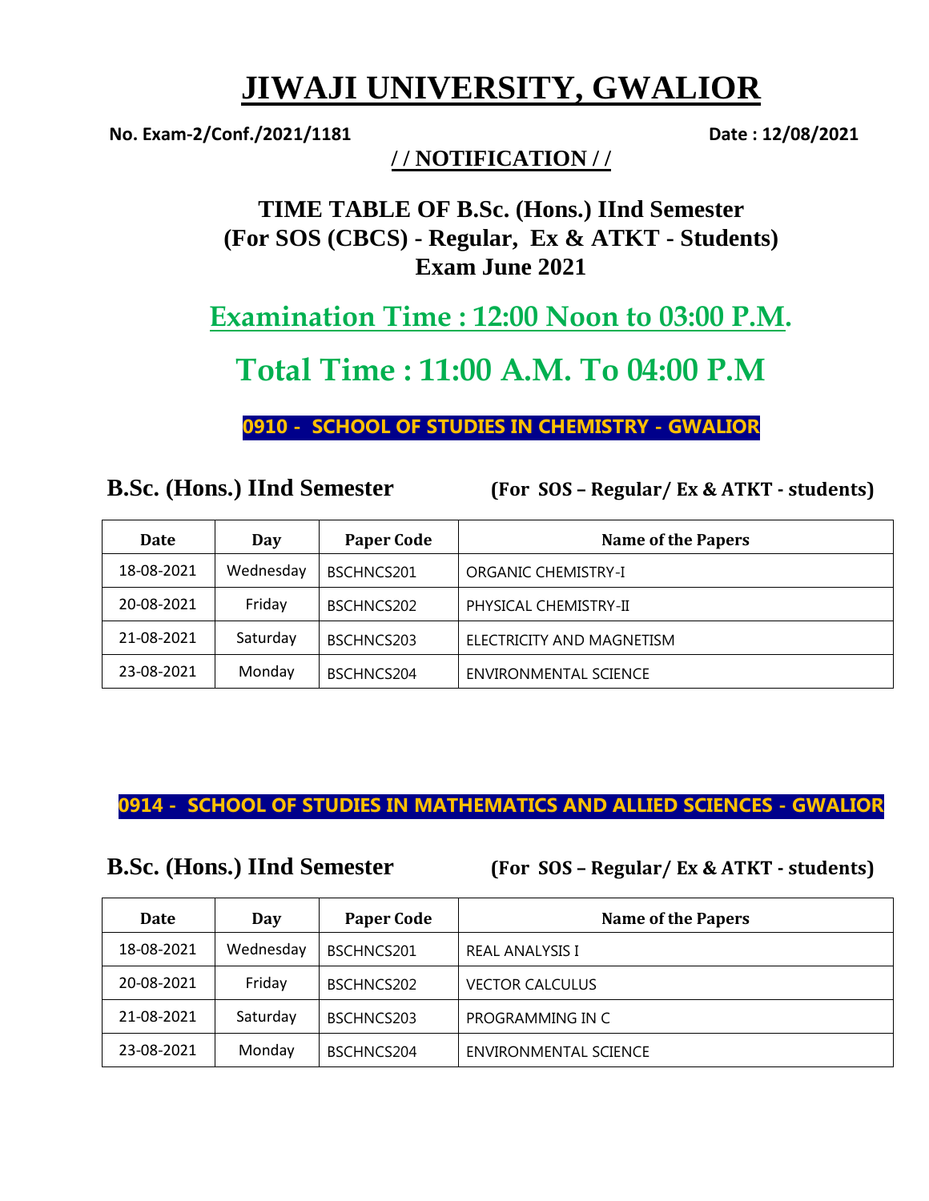# JIWAJI UNIVERSITY, GWALIOR

**No. Exam-2/Conf./2021/1181** **Date : 12/08/2021**

**/ / NOTIFICATION / /**

## TIME TABLE OF B.Sc. (Hons.) IInd Semester
## (For SOS (CBCS) - Regular, Ex & ATKT - Students)
## Exam June 2021

## Examination Time : 12:00 Noon to 03:00 P.M.

## Total Time : 11:00 A.M. To 04:00 P.M

### 0910 - SCHOOL OF STUDIES IN CHEMISTRY - GWALIOR

**B.Sc. (Hons.) IInd Semester** **(For SOS – Regular/ Ex & ATKT - students)**

| Date | Day | Paper Code | Name of the Papers |
|---|---|---|---|
| 18-08-2021 | Wednesday | BSCHNCS201 | ORGANIC CHEMISTRY-I |
| 20-08-2021 | Friday | BSCHNCS202 | PHYSICAL CHEMISTRY-II |
| 21-08-2021 | Saturday | BSCHNCS203 | ELECTRICITY AND MAGNETISM |
| 23-08-2021 | Monday | BSCHNCS204 | ENVIRONMENTAL SCIENCE |

### 0914 - SCHOOL OF STUDIES IN MATHEMATICS AND ALLIED SCIENCES - GWALIOR

**B.Sc. (Hons.) IInd Semester** **(For SOS – Regular/ Ex & ATKT - students)**

| Date | Day | Paper Code | Name of the Papers |
|---|---|---|---|
| 18-08-2021 | Wednesday | BSCHNCS201 | REAL ANALYSIS I |
| 20-08-2021 | Friday | BSCHNCS202 | VECTOR CALCULUS |
| 21-08-2021 | Saturday | BSCHNCS203 | PROGRAMMING IN C |
| 23-08-2021 | Monday | BSCHNCS204 | ENVIRONMENTAL SCIENCE |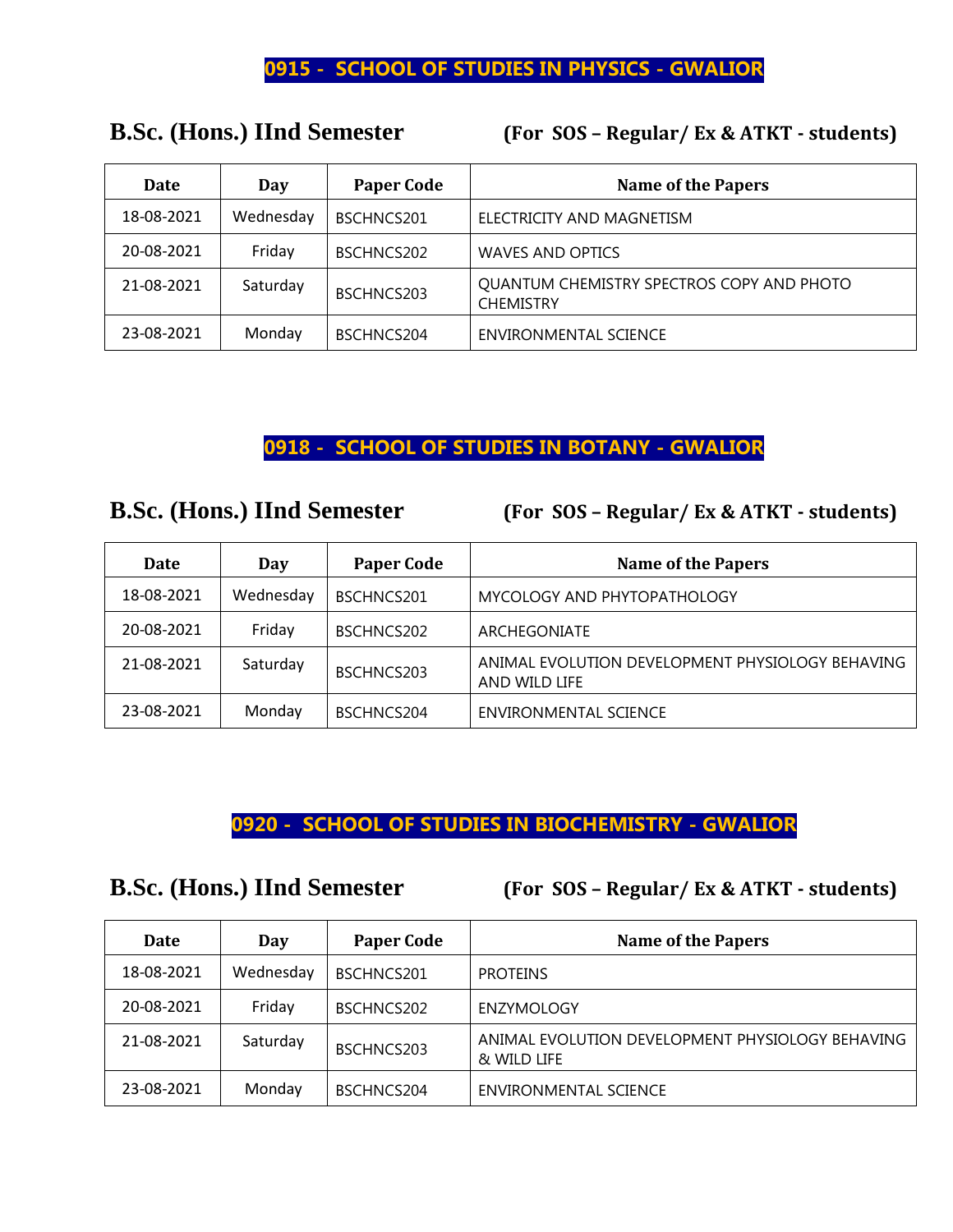## 0915 - SCHOOL OF STUDIES IN PHYSICS - GWALIOR

### B.Sc. (Hons.) IInd Semester (For SOS – Regular/ Ex & ATKT - students)

| Date | Day | Paper Code | Name of the Papers |
|---|---|---|---|
| 18-08-2021 | Wednesday | BSCHNCS201 | ELECTRICITY AND MAGNETISM |
| 20-08-2021 | Friday | BSCHNCS202 | WAVES AND OPTICS |
| 21-08-2021 | Saturday | BSCHNCS203 | QUANTUM CHEMISTRY SPECTROS COPY AND PHOTO CHEMISTRY |
| 23-08-2021 | Monday | BSCHNCS204 | ENVIRONMENTAL SCIENCE |

## 0918 - SCHOOL OF STUDIES IN BOTANY - GWALIOR

### B.Sc. (Hons.) IInd Semester (For SOS – Regular/ Ex & ATKT - students)

| Date | Day | Paper Code | Name of the Papers |
|---|---|---|---|
| 18-08-2021 | Wednesday | BSCHNCS201 | MYCOLOGY AND PHYTOPATHOLOGY |
| 20-08-2021 | Friday | BSCHNCS202 | ARCHEGONIATE |
| 21-08-2021 | Saturday | BSCHNCS203 | ANIMAL EVOLUTION DEVELOPMENT PHYSIOLOGY BEHAVING AND WILD LIFE |
| 23-08-2021 | Monday | BSCHNCS204 | ENVIRONMENTAL SCIENCE |

## 0920 - SCHOOL OF STUDIES IN BIOCHEMISTRY - GWALIOR

### B.Sc. (Hons.) IInd Semester (For SOS – Regular/ Ex & ATKT - students)

| Date | Day | Paper Code | Name of the Papers |
|---|---|---|---|
| 18-08-2021 | Wednesday | BSCHNCS201 | PROTEINS |
| 20-08-2021 | Friday | BSCHNCS202 | ENZYMOLOGY |
| 21-08-2021 | Saturday | BSCHNCS203 | ANIMAL EVOLUTION DEVELOPMENT PHYSIOLOGY BEHAVING & WILD LIFE |
| 23-08-2021 | Monday | BSCHNCS204 | ENVIRONMENTAL SCIENCE |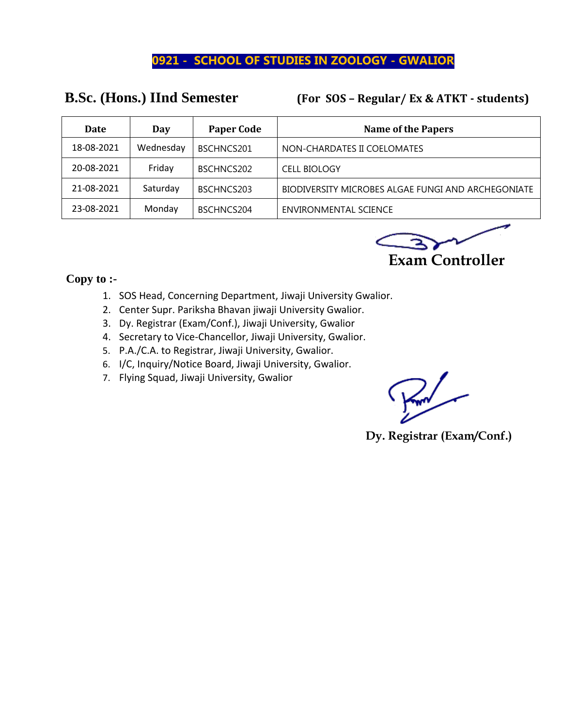## 0921 - SCHOOL OF STUDIES IN ZOOLOGY - GWALIOR

**B.Sc. (Hons.) IInd Semester** **(For SOS – Regular/ Ex & ATKT - students)**

| Date | Day | Paper Code | Name of the Papers |
| --- | --- | --- | --- |
| 18-08-2021 | Wednesday | BSCHNCS201 | NON-CHARDATES II COELOMATES |
| 20-08-2021 | Friday | BSCHNCS202 | CELL BIOLOGY |
| 21-08-2021 | Saturday | BSCHNCS203 | BIODIVERSITY MICROBES ALGAE FUNGI AND ARCHEGONIATE |
| 23-08-2021 | Monday | BSCHNCS204 | ENVIRONMENTAL SCIENCE |

**Exam Controller**

**Copy to :-**

1. SOS Head, Concerning Department, Jiwaji University Gwalior.
2. Center Supr. Pariksha Bhavan jiwaji University Gwalior.
3. Dy. Registrar (Exam/Conf.), Jiwaji University, Gwalior
4. Secretary to Vice-Chancellor, Jiwaji University, Gwalior.
5. P.A./C.A. to Registrar, Jiwaji University, Gwalior.
6. I/C, Inquiry/Notice Board, Jiwaji University, Gwalior.
7. Flying Squad, Jiwaji University, Gwalior

**Dy. Registrar (Exam/Conf.)**